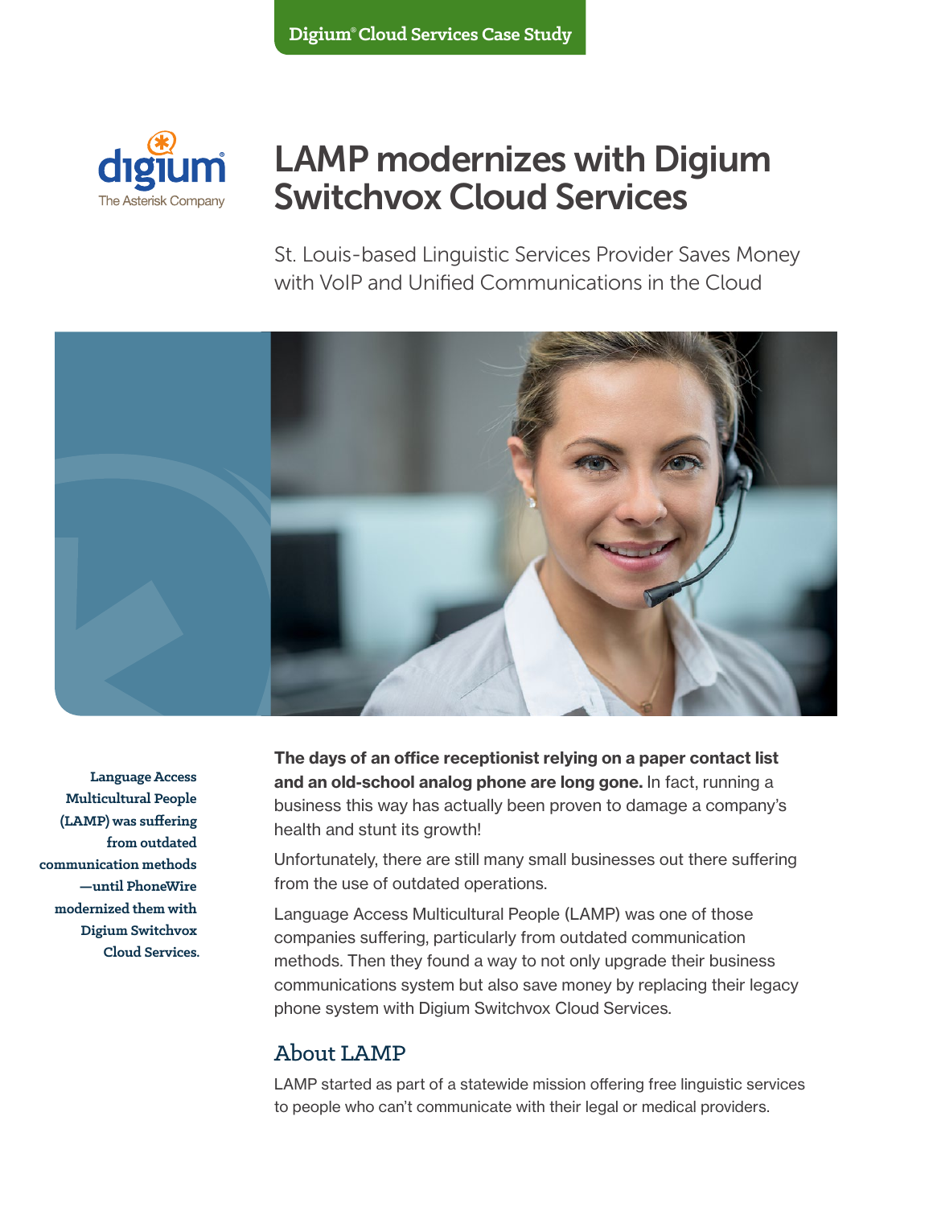Digium® Cloud Services Case Study

digium The Asterisk Company

# LAMP modernizes with Digium Switchvox Cloud Services

St. Louis-based Linguistic Services Provider Saves Money with VoIP and Unified Communications in the Cloud

**Language Access Multicultural People (LAMP) was suffering from outdated communication methods—until PhoneWire modernized them with Digium Switchvox Cloud Services.**

**The days of an office receptionist relying on a paper contact list and an old-school analog phone are long gone.** In fact, running a business this way has actually been proven to damage a company's health and stunt its growth!

Unfortunately, there are still many small businesses out there suffering from the use of outdated operations.

Language Access Multicultural People (LAMP) was one of those companies suffering, particularly from outdated communication methods. Then they found a way to not only upgrade their business communications system but also save money by replacing their legacy phone system with Digium Switchvox Cloud Services.

## About LAMP

LAMP started as part of a statewide mission offering free linguistic services to people who can't communicate with their legal or medical providers.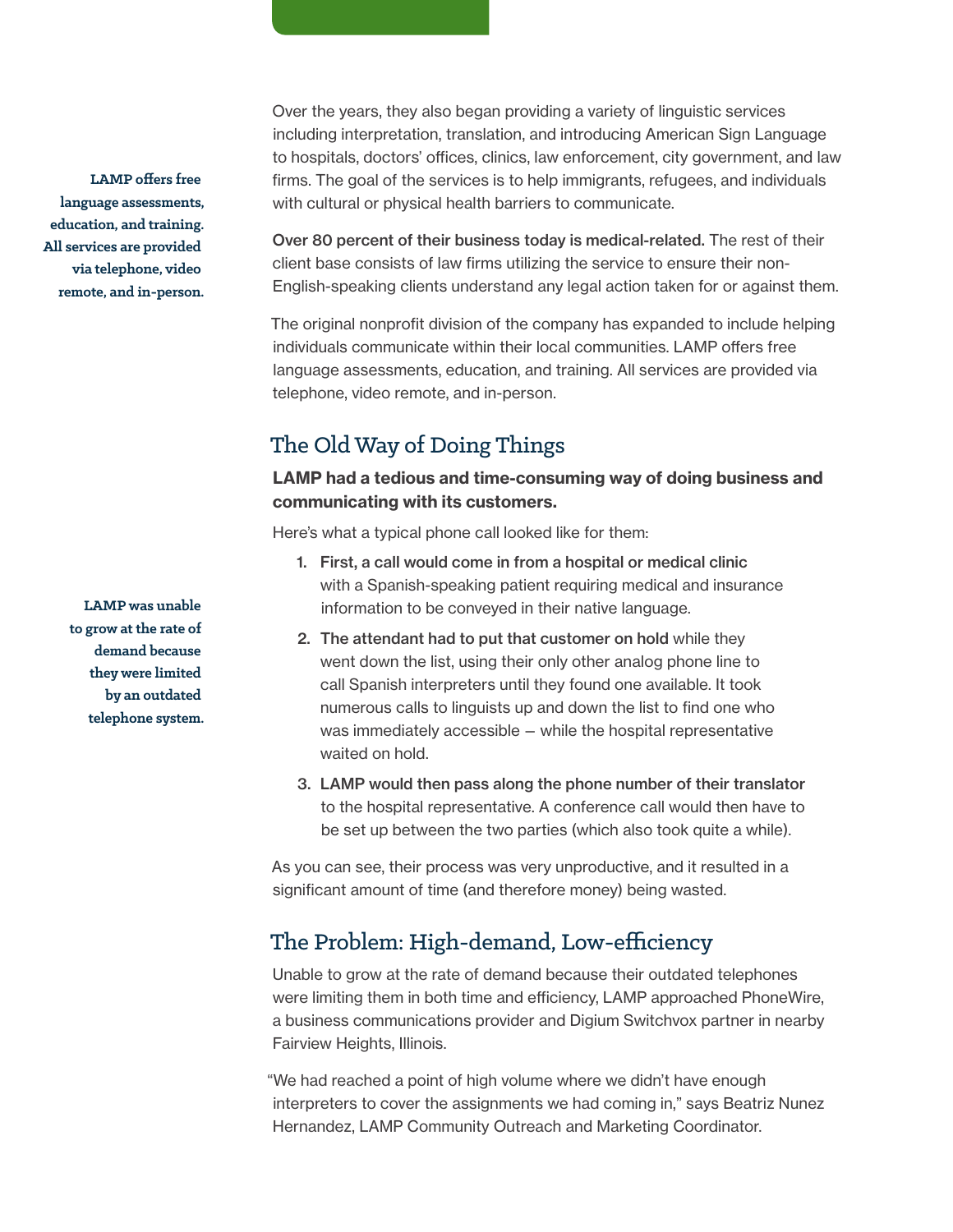Over the years, they also began providing a variety of linguistic services including interpretation, translation, and introducing American Sign Language to hospitals, doctors' offices, clinics, law enforcement, city government, and law firms. The goal of the services is to help immigrants, refugees, and individuals with cultural or physical health barriers to communicate.

**LAMP offers free language assessments, education, and training. All services are provided via telephone, video remote, and in-person.**

**Over 80 percent of their business today is medical-related.** The rest of their client base consists of law firms utilizing the service to ensure their non-English-speaking clients understand any legal action taken for or against them.

The original nonprofit division of the company has expanded to include helping individuals communicate within their local communities. LAMP offers free language assessments, education, and training. All services are provided via telephone, video remote, and in-person.

## The Old Way of Doing Things

**LAMP had a tedious and time-consuming way of doing business and communicating with its customers.**

Here's what a typical phone call looked like for them:

1. **First, a call would come in from a hospital or medical clinic** with a Spanish-speaking patient requiring medical and insurance information to be conveyed in their native language.
2. **The attendant had to put that customer on hold** while they went down the list, using their only other analog phone line to call Spanish interpreters until they found one available. It took numerous calls to linguists up and down the list to find one who was immediately accessible – while the hospital representative waited on hold.
3. **LAMP would then pass along the phone number of their translator** to the hospital representative. A conference call would then have to be set up between the two parties (which also took quite a while).

**LAMP was unable to grow at the rate of demand because they were limited by an outdated telephone system.**

As you can see, their process was very unproductive, and it resulted in a significant amount of time (and therefore money) being wasted.

## The Problem: High-demand, Low-efficiency

Unable to grow at the rate of demand because their outdated telephones were limiting them in both time and efficiency, LAMP approached PhoneWire, a business communications provider and Digium Switchvox partner in nearby Fairview Heights, Illinois.

"We had reached a point of high volume where we didn't have enough interpreters to cover the assignments we had coming in," says Beatriz Nunez Hernandez, LAMP Community Outreach and Marketing Coordinator.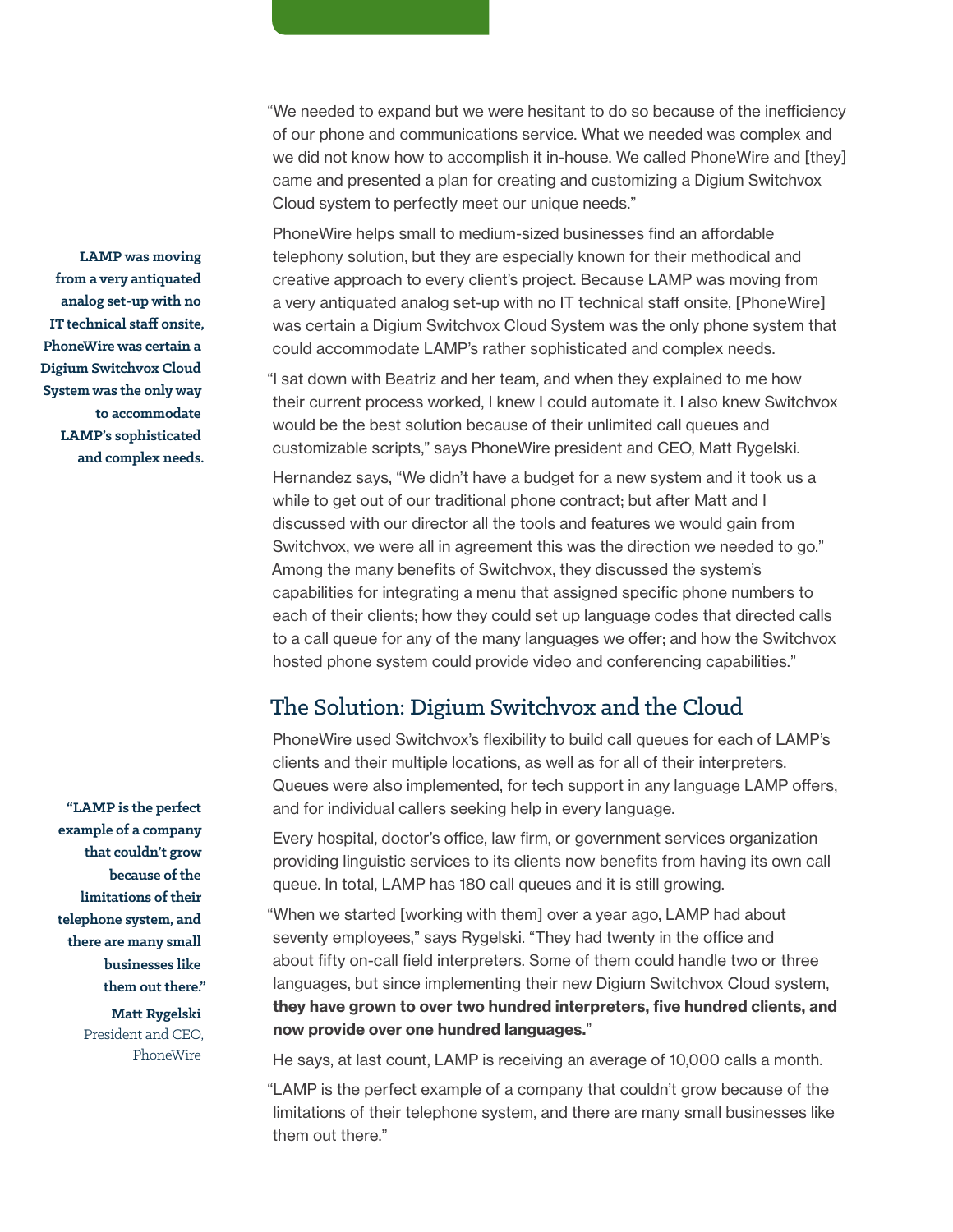"We needed to expand but we were hesitant to do so because of the inefficiency of our phone and communications service. What we needed was complex and we did not know how to accomplish it in-house. We called PhoneWire and [they] came and presented a plan for creating and customizing a Digium Switchvox Cloud system to perfectly meet our unique needs."

**LAMP was moving from a very antiquated analog set-up with no IT technical staff onsite, PhoneWire was certain a Digium Switchvox Cloud System was the only way to accommodate LAMP's sophisticated and complex needs.**

PhoneWire helps small to medium-sized businesses find an affordable telephony solution, but they are especially known for their methodical and creative approach to every client's project. Because LAMP was moving from a very antiquated analog set-up with no IT technical staff onsite, [PhoneWire] was certain a Digium Switchvox Cloud System was the only phone system that could accommodate LAMP's rather sophisticated and complex needs.

"I sat down with Beatriz and her team, and when they explained to me how their current process worked, I knew I could automate it. I also knew Switchvox would be the best solution because of their unlimited call queues and customizable scripts," says PhoneWire president and CEO, Matt Rygelski.

Hernandez says, "We didn't have a budget for a new system and it took us a while to get out of our traditional phone contract; but after Matt and I discussed with our director all the tools and features we would gain from Switchvox, we were all in agreement this was the direction we needed to go." Among the many benefits of Switchvox, they discussed the system's capabilities for integrating a menu that assigned specific phone numbers to each of their clients; how they could set up language codes that directed calls to a call queue for any of the many languages we offer; and how the Switchvox hosted phone system could provide video and conferencing capabilities."

## The Solution: Digium Switchvox and the Cloud

PhoneWire used Switchvox's flexibility to build call queues for each of LAMP's clients and their multiple locations, as well as for all of their interpreters. Queues were also implemented, for tech support in any language LAMP offers, and for individual callers seeking help in every language.

Every hospital, doctor's office, law firm, or government services organization providing linguistic services to its clients now benefits from having its own call queue. In total, LAMP has 180 call queues and it is still growing.

**"LAMP is the perfect example of a company that couldn't grow because of the limitations of their telephone system, and there are many small businesses like them out there."**

**Matt Rygelski**
President and CEO, PhoneWire

"When we started [working with them] over a year ago, LAMP had about seventy employees," says Rygelski. "They had twenty in the office and about fifty on-call field interpreters. Some of them could handle two or three languages, but since implementing their new Digium Switchvox Cloud system, **they have grown to over two hundred interpreters, five hundred clients, and now provide over one hundred languages.**"

He says, at last count, LAMP is receiving an average of 10,000 calls a month.

"LAMP is the perfect example of a company that couldn't grow because of the limitations of their telephone system, and there are many small businesses like them out there."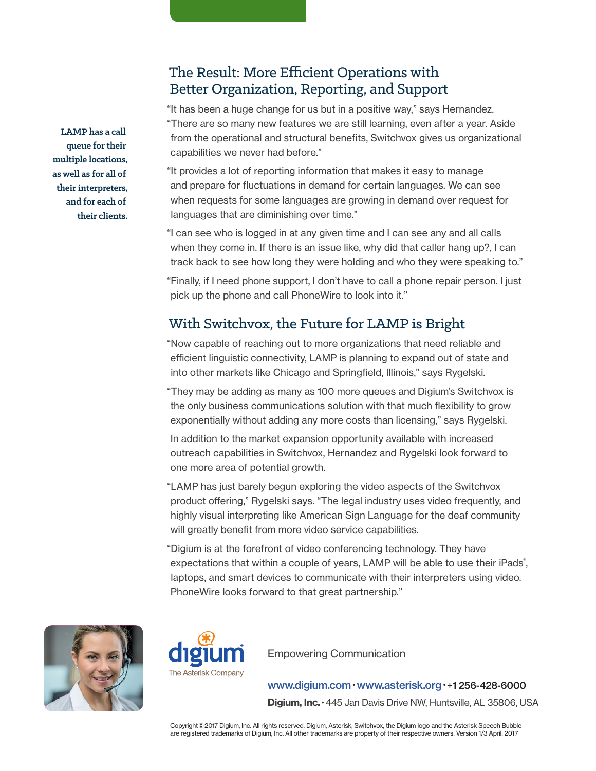## The Result: More Efficient Operations with Better Organization, Reporting, and Support

**LAMP has a call queue for their multiple locations, as well as for all of their interpreters, and for each of their clients.**

"It has been a huge change for us but in a positive way," says Hernandez. "There are so many new features we are still learning, even after a year. Aside from the operational and structural benefits, Switchvox gives us organizational capabilities we never had before."

"It provides a lot of reporting information that makes it easy to manage and prepare for fluctuations in demand for certain languages. We can see when requests for some languages are growing in demand over request for languages that are diminishing over time."

"I can see who is logged in at any given time and I can see any and all calls when they come in. If there is an issue like, why did that caller hang up?, I can track back to see how long they were holding and who they were speaking to."

"Finally, if I need phone support, I don't have to call a phone repair person. I just pick up the phone and call PhoneWire to look into it."

## With Switchvox, the Future for LAMP is Bright

"Now capable of reaching out to more organizations that need reliable and efficient linguistic connectivity, LAMP is planning to expand out of state and into other markets like Chicago and Springfield, Illinois," says Rygelski.

"They may be adding as many as 100 more queues and Digium's Switchvox is the only business communications solution with that much flexibility to grow exponentially without adding any more costs than licensing," says Rygelski.

In addition to the market expansion opportunity available with increased outreach capabilities in Switchvox, Hernandez and Rygelski look forward to one more area of potential growth.

"LAMP has just barely begun exploring the video aspects of the Switchvox product offering," Rygelski says. "The legal industry uses video frequently, and highly visual interpreting like American Sign Language for the deaf community will greatly benefit from more video service capabilities.

"Digium is at the forefront of video conferencing technology. They have expectations that within a couple of years, LAMP will be able to use their iPads®, laptops, and smart devices to communicate with their interpreters using video. PhoneWire looks forward to that great partnership."

digium
The Asterisk Company

Empowering Communication

www.digium.com · www.asterisk.org · +1 256-428-6000

**Digium, Inc.** · 445 Jan Davis Drive NW, Huntsville, AL 35806, USA

Copyright © 2017 Digium, Inc. All rights reserved. Digium, Asterisk, Switchvox, the Digium logo and the Asterisk Speech Bubble are registered trademarks of Digium, Inc. All other trademarks are property of their respective owners. Version 1/3 April, 2017